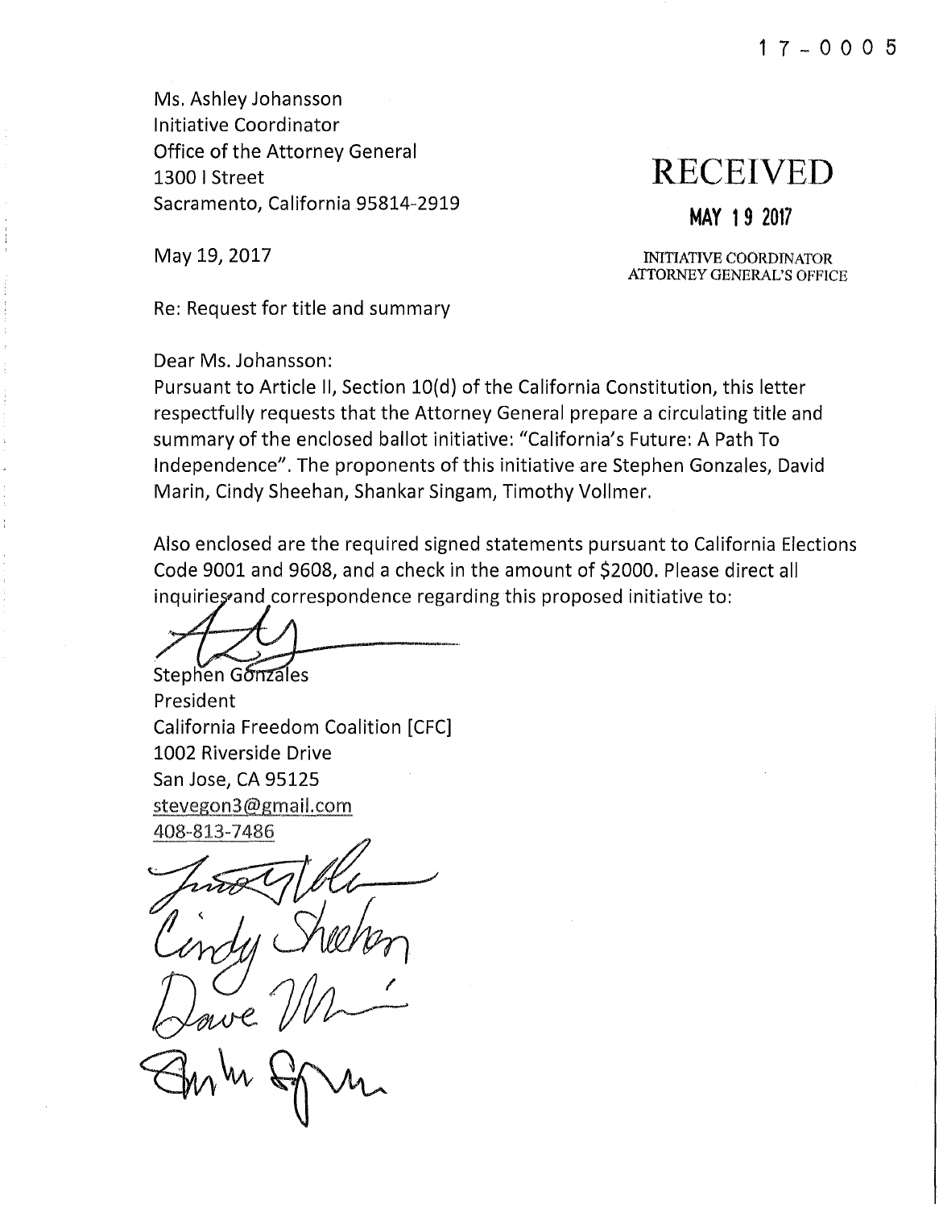17-0005

Ms. Ashley Johansson
Initiative Coordinator
Office of the Attorney General
1300 I Street
Sacramento, California 95814-2919

RECEIVED

MAY 19 2017

INITIATIVE COORDINATOR
ATTORNEY GENERAL'S OFFICE

May 19, 2017

Re: Request for title and summary

Dear Ms. Johansson:

Pursuant to Article II, Section 10(d) of the California Constitution, this letter respectfully requests that the Attorney General prepare a circulating title and summary of the enclosed ballot initiative: "California's Future: A Path To Independence". The proponents of this initiative are Stephen Gonzales, David Marin, Cindy Sheehan, Shankar Singam, Timothy Vollmer.

Also enclosed are the required signed statements pursuant to California Elections Code 9001 and 9608, and a check in the amount of $2000. Please direct all inquiries and correspondence regarding this proposed initiative to:

Stephen Gonzales
President
California Freedom Coalition [CFC]
1002 Riverside Drive
San Jose, CA 95125
stevegon3@gmail.com
408-813-7486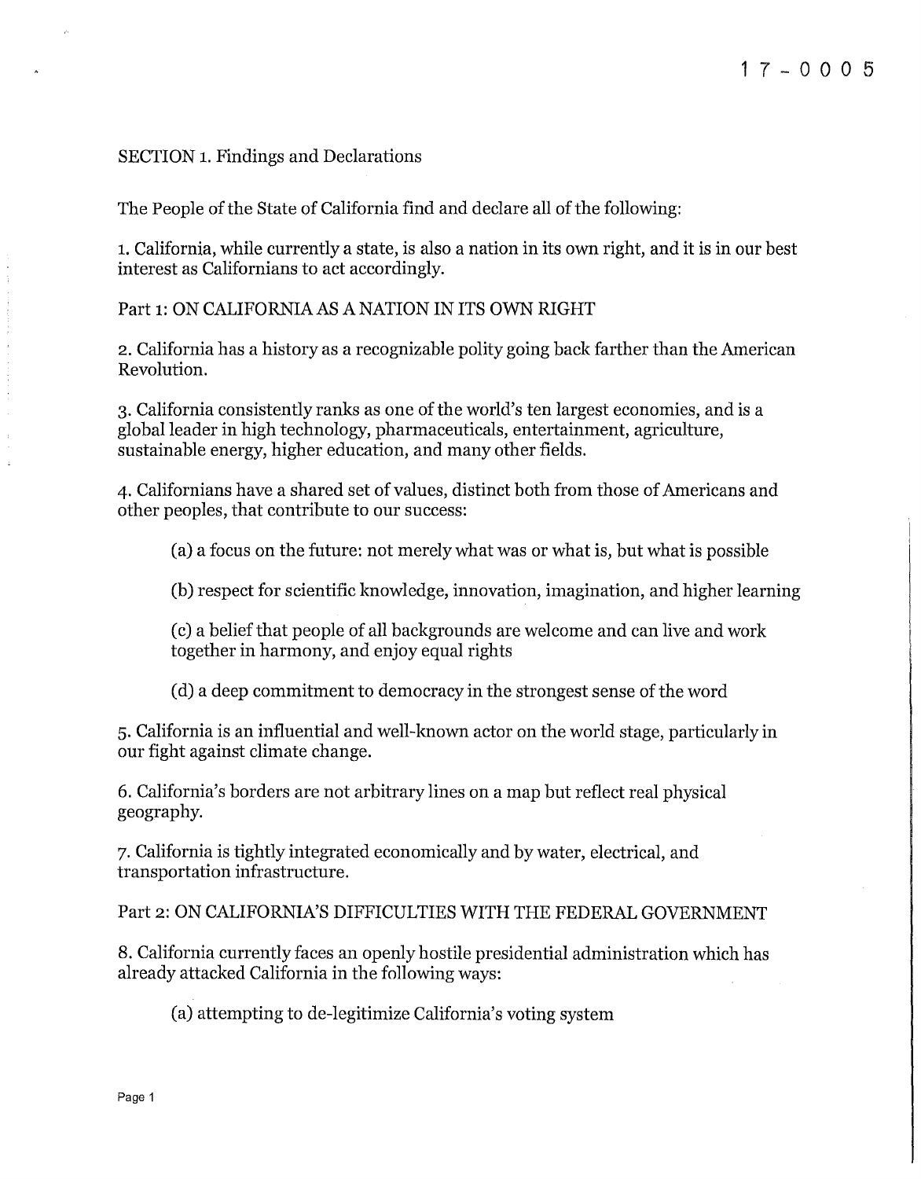17-0005

SECTION 1. Findings and Declarations

The People of the State of California find and declare all of the following:

1. California, while currently a state, is also a nation in its own right, and it is in our best interest as Californians to act accordingly.

Part 1: ON CALIFORNIA AS A NATION IN ITS OWN RIGHT

2. California has a history as a recognizable polity going back farther than the American Revolution.

3. California consistently ranks as one of the world's ten largest economies, and is a global leader in high technology, pharmaceuticals, entertainment, agriculture, sustainable energy, higher education, and many other fields.

4. Californians have a shared set of values, distinct both from those of Americans and other peoples, that contribute to our success:

(a) a focus on the future: not merely what was or what is, but what is possible

(b) respect for scientific knowledge, innovation, imagination, and higher learning

(c) a belief that people of all backgrounds are welcome and can live and work together in harmony, and enjoy equal rights

(d) a deep commitment to democracy in the strongest sense of the word

5. California is an influential and well-known actor on the world stage, particularly in our fight against climate change.

6. California's borders are not arbitrary lines on a map but reflect real physical geography.

7. California is tightly integrated economically and by water, electrical, and transportation infrastructure.

Part 2: ON CALIFORNIA'S DIFFICULTIES WITH THE FEDERAL GOVERNMENT

8. California currently faces an openly hostile presidential administration which has already attacked California in the following ways:

(a) attempting to de-legitimize California's voting system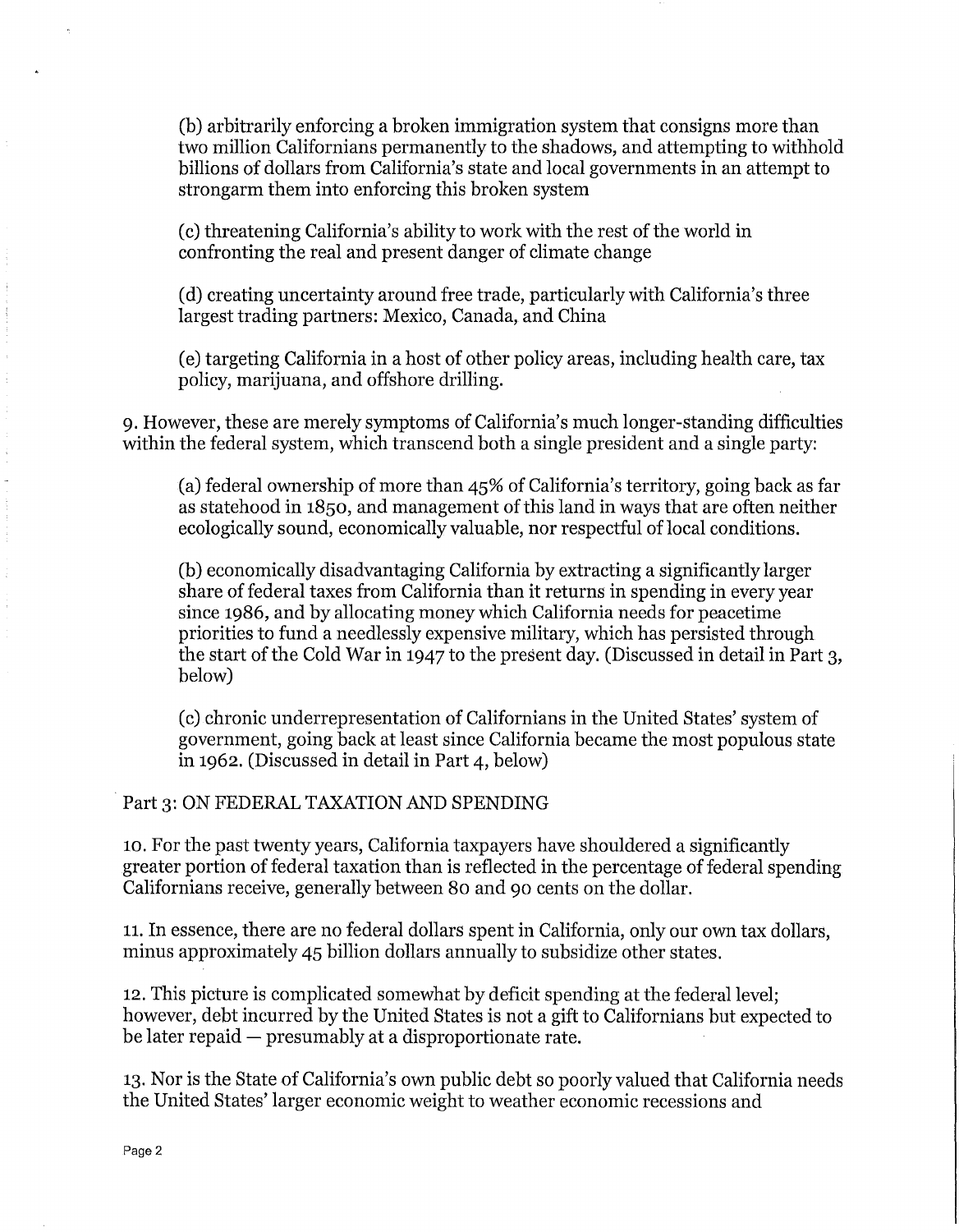(b) arbitrarily enforcing a broken immigration system that consigns more than two million Californians permanently to the shadows, and attempting to withhold billions of dollars from California's state and local governments in an attempt to strongarm them into enforcing this broken system

(c) threatening California's ability to work with the rest of the world in confronting the real and present danger of climate change

(d) creating uncertainty around free trade, particularly with California's three largest trading partners: Mexico, Canada, and China

(e) targeting California in a host of other policy areas, including health care, tax policy, marijuana, and offshore drilling.

9. However, these are merely symptoms of California's much longer-standing difficulties within the federal system, which transcend both a single president and a single party:

(a) federal ownership of more than 45% of California's territory, going back as far as statehood in 1850, and management of this land in ways that are often neither ecologically sound, economically valuable, nor respectful of local conditions.

(b) economically disadvantaging California by extracting a significantly larger share of federal taxes from California than it returns in spending in every year since 1986, and by allocating money which California needs for peacetime priorities to fund a needlessly expensive military, which has persisted through the start of the Cold War in 1947 to the present day. (Discussed in detail in Part 3, below)

(c) chronic underrepresentation of Californians in the United States' system of government, going back at least since California became the most populous state in 1962. (Discussed in detail in Part 4, below)

## Part 3: ON FEDERAL TAXATION AND SPENDING

10. For the past twenty years, California taxpayers have shouldered a significantly greater portion of federal taxation than is reflected in the percentage of federal spending Californians receive, generally between 80 and 90 cents on the dollar.

11. In essence, there are no federal dollars spent in California, only our own tax dollars, minus approximately 45 billion dollars annually to subsidize other states.

12. This picture is complicated somewhat by deficit spending at the federal level; however, debt incurred by the United States is not a gift to Californians but expected to be later repaid — presumably at a disproportionate rate.

13. Nor is the State of California's own public debt so poorly valued that California needs the United States' larger economic weight to weather economic recessions and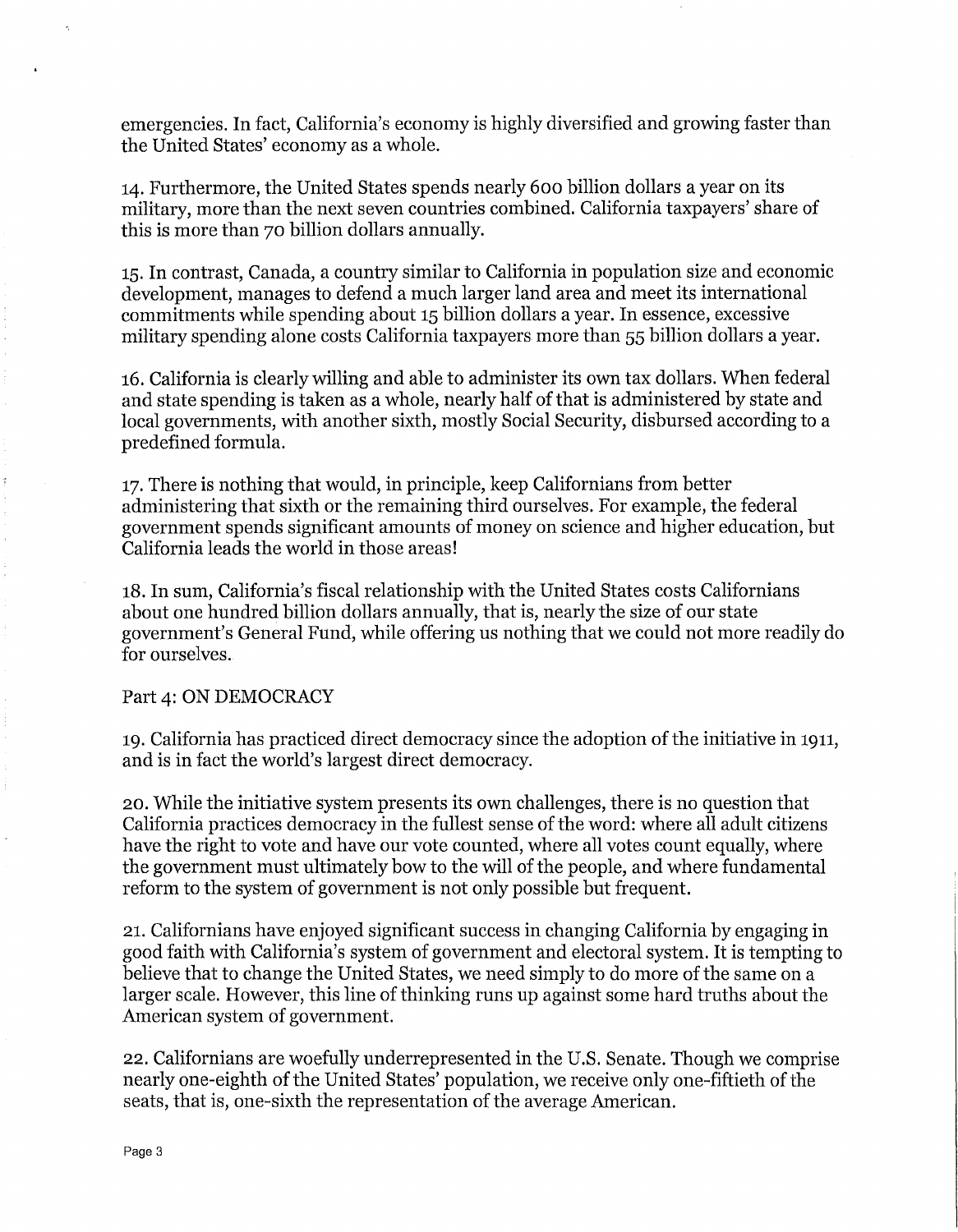emergencies. In fact, California's economy is highly diversified and growing faster than the United States' economy as a whole.

14. Furthermore, the United States spends nearly 600 billion dollars a year on its military, more than the next seven countries combined. California taxpayers' share of this is more than 70 billion dollars annually.

15. In contrast, Canada, a country similar to California in population size and economic development, manages to defend a much larger land area and meet its international commitments while spending about 15 billion dollars a year. In essence, excessive military spending alone costs California taxpayers more than 55 billion dollars a year.

16. California is clearly willing and able to administer its own tax dollars. When federal and state spending is taken as a whole, nearly half of that is administered by state and local governments, with another sixth, mostly Social Security, disbursed according to a predefined formula.

17. There is nothing that would, in principle, keep Californians from better administering that sixth or the remaining third ourselves. For example, the federal government spends significant amounts of money on science and higher education, but California leads the world in those areas!

18. In sum, California's fiscal relationship with the United States costs Californians about one hundred billion dollars annually, that is, nearly the size of our state government's General Fund, while offering us nothing that we could not more readily do for ourselves.

Part 4: ON DEMOCRACY

19. California has practiced direct democracy since the adoption of the initiative in 1911, and is in fact the world's largest direct democracy.

20. While the initiative system presents its own challenges, there is no question that California practices democracy in the fullest sense of the word: where all adult citizens have the right to vote and have our vote counted, where all votes count equally, where the government must ultimately bow to the will of the people, and where fundamental reform to the system of government is not only possible but frequent.

21. Californians have enjoyed significant success in changing California by engaging in good faith with California's system of government and electoral system. It is tempting to believe that to change the United States, we need simply to do more of the same on a larger scale. However, this line of thinking runs up against some hard truths about the American system of government.

22. Californians are woefully underrepresented in the U.S. Senate. Though we comprise nearly one-eighth of the United States' population, we receive only one-fiftieth of the seats, that is, one-sixth the representation of the average American.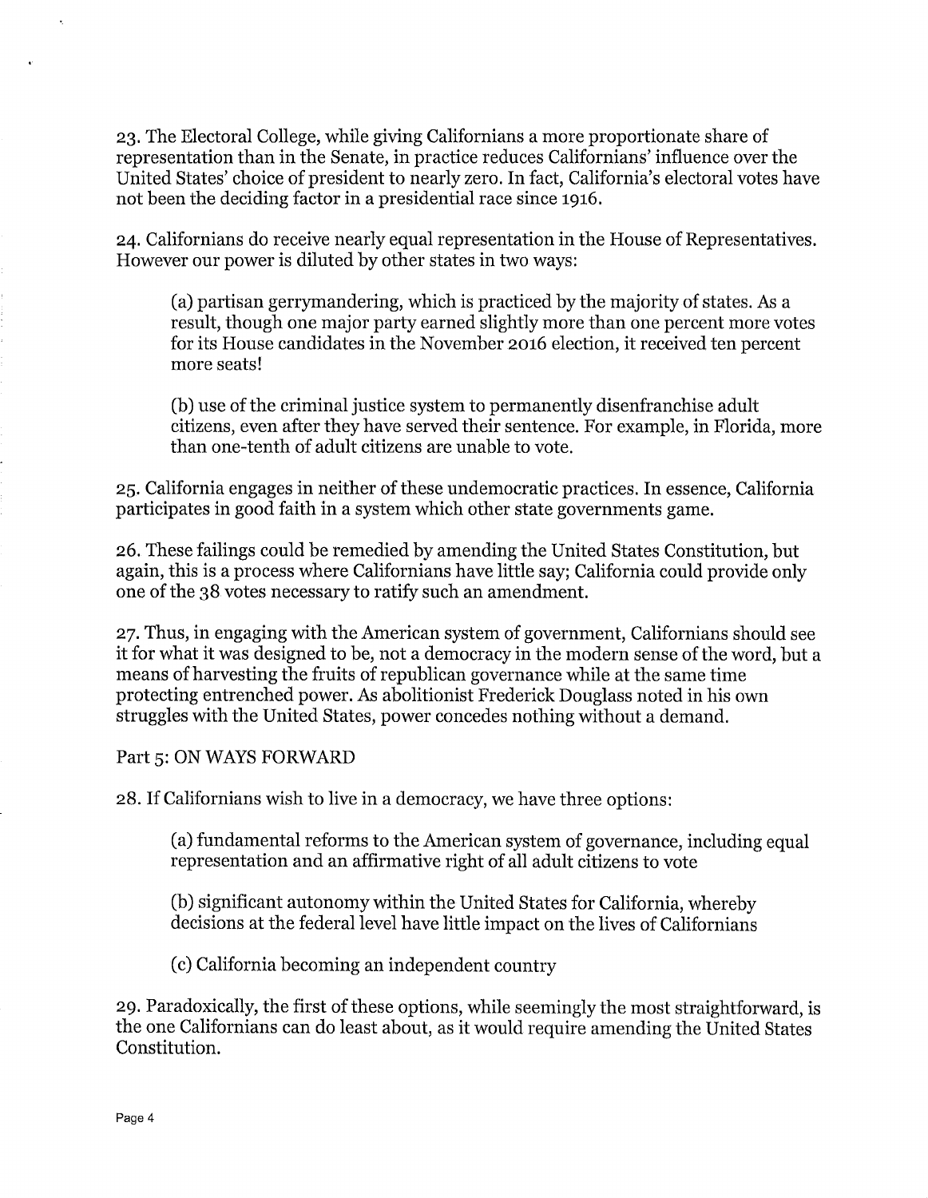23. The Electoral College, while giving Californians a more proportionate share of representation than in the Senate, in practice reduces Californians' influence over the United States' choice of president to nearly zero. In fact, California's electoral votes have not been the deciding factor in a presidential race since 1916.

24. Californians do receive nearly equal representation in the House of Representatives. However our power is diluted by other states in two ways:

> (a) partisan gerrymandering, which is practiced by the majority of states. As a result, though one major party earned slightly more than one percent more votes for its House candidates in the November 2016 election, it received ten percent more seats!
>
> (b) use of the criminal justice system to permanently disenfranchise adult citizens, even after they have served their sentence. For example, in Florida, more than one-tenth of adult citizens are unable to vote.

25. California engages in neither of these undemocratic practices. In essence, California participates in good faith in a system which other state governments game.

26. These failings could be remedied by amending the United States Constitution, but again, this is a process where Californians have little say; California could provide only one of the 38 votes necessary to ratify such an amendment.

27. Thus, in engaging with the American system of government, Californians should see it for what it was designed to be, not a democracy in the modern sense of the word, but a means of harvesting the fruits of republican governance while at the same time protecting entrenched power. As abolitionist Frederick Douglass noted in his own struggles with the United States, power concedes nothing without a demand.

## Part 5: ON WAYS FORWARD

28. If Californians wish to live in a democracy, we have three options:

> (a) fundamental reforms to the American system of governance, including equal representation and an affirmative right of all adult citizens to vote
>
> (b) significant autonomy within the United States for California, whereby decisions at the federal level have little impact on the lives of Californians
>
> (c) California becoming an independent country

29. Paradoxically, the first of these options, while seemingly the most straightforward, is the one Californians can do least about, as it would require amending the United States Constitution.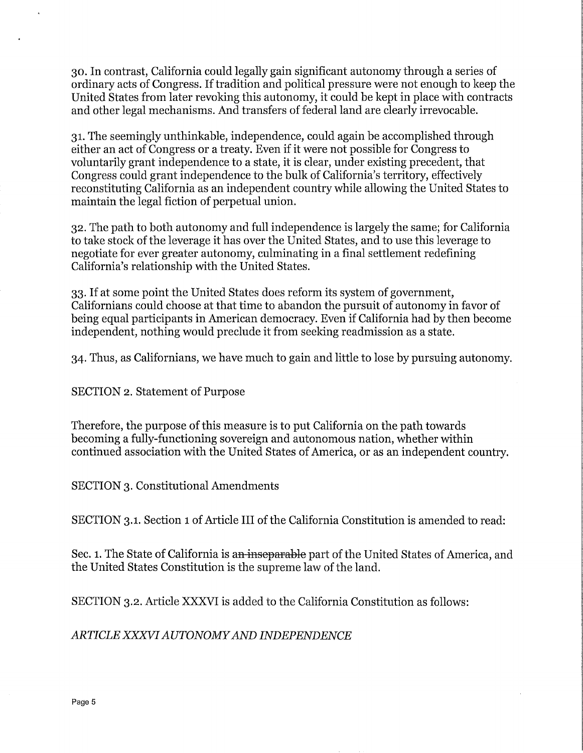30. In contrast, California could legally gain significant autonomy through a series of ordinary acts of Congress. If tradition and political pressure were not enough to keep the United States from later revoking this autonomy, it could be kept in place with contracts and other legal mechanisms. And transfers of federal land are clearly irrevocable.

31. The seemingly unthinkable, independence, could again be accomplished through either an act of Congress or a treaty. Even if it were not possible for Congress to voluntarily grant independence to a state, it is clear, under existing precedent, that Congress could grant independence to the bulk of California's territory, effectively reconstituting California as an independent country while allowing the United States to maintain the legal fiction of perpetual union.

32. The path to both autonomy and full independence is largely the same; for California to take stock of the leverage it has over the United States, and to use this leverage to negotiate for ever greater autonomy, culminating in a final settlement redefining California's relationship with the United States.

33. If at some point the United States does reform its system of government, Californians could choose at that time to abandon the pursuit of autonomy in favor of being equal participants in American democracy. Even if California had by then become independent, nothing would preclude it from seeking readmission as a state.

34. Thus, as Californians, we have much to gain and little to lose by pursuing autonomy.

SECTION 2. Statement of Purpose

Therefore, the purpose of this measure is to put California on the path towards becoming a fully-functioning sovereign and autonomous nation, whether within continued association with the United States of America, or as an independent country.

SECTION 3. Constitutional Amendments

SECTION 3.1. Section 1 of Article III of the California Constitution is amended to read:

Sec. 1. The State of California is ~~an inseparable~~ part of the United States of America, and the United States Constitution is the supreme law of the land.

SECTION 3.2. Article XXXVI is added to the California Constitution as follows:

*ARTICLE XXXVI AUTONOMY AND INDEPENDENCE*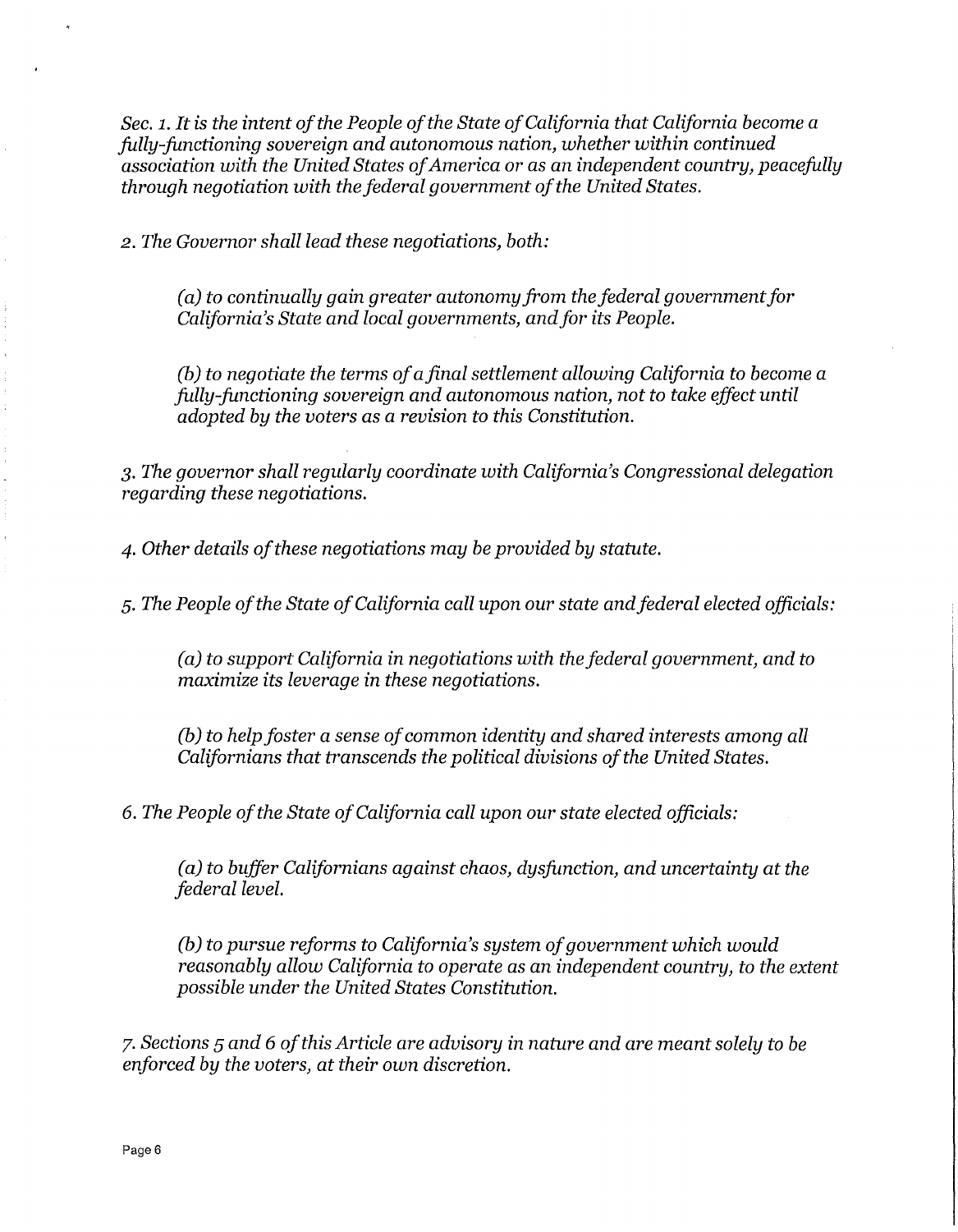*Sec. 1. It is the intent of the People of the State of California that California become a fully-functioning sovereign and autonomous nation, whether within continued association with the United States of America or as an independent country, peacefully through negotiation with the federal government of the United States.*

*2. The Governor shall lead these negotiations, both:*

> *(a) to continually gain greater autonomy from the federal government for California's State and local governments, and for its People.*
>
> *(b) to negotiate the terms of a final settlement allowing California to become a fully-functioning sovereign and autonomous nation, not to take effect until adopted by the voters as a revision to this Constitution.*

*3. The governor shall regularly coordinate with California's Congressional delegation regarding these negotiations.*

*4. Other details of these negotiations may be provided by statute.*

*5. The People of the State of California call upon our state and federal elected officials:*

> *(a) to support California in negotiations with the federal government, and to maximize its leverage in these negotiations.*
>
> *(b) to help foster a sense of common identity and shared interests among all Californians that transcends the political divisions of the United States.*

*6. The People of the State of California call upon our state elected officials:*

> *(a) to buffer Californians against chaos, dysfunction, and uncertainty at the federal level.*
>
> *(b) to pursue reforms to California's system of government which would reasonably allow California to operate as an independent country, to the extent possible under the United States Constitution.*

*7. Sections 5 and 6 of this Article are advisory in nature and are meant solely to be enforced by the voters, at their own discretion.*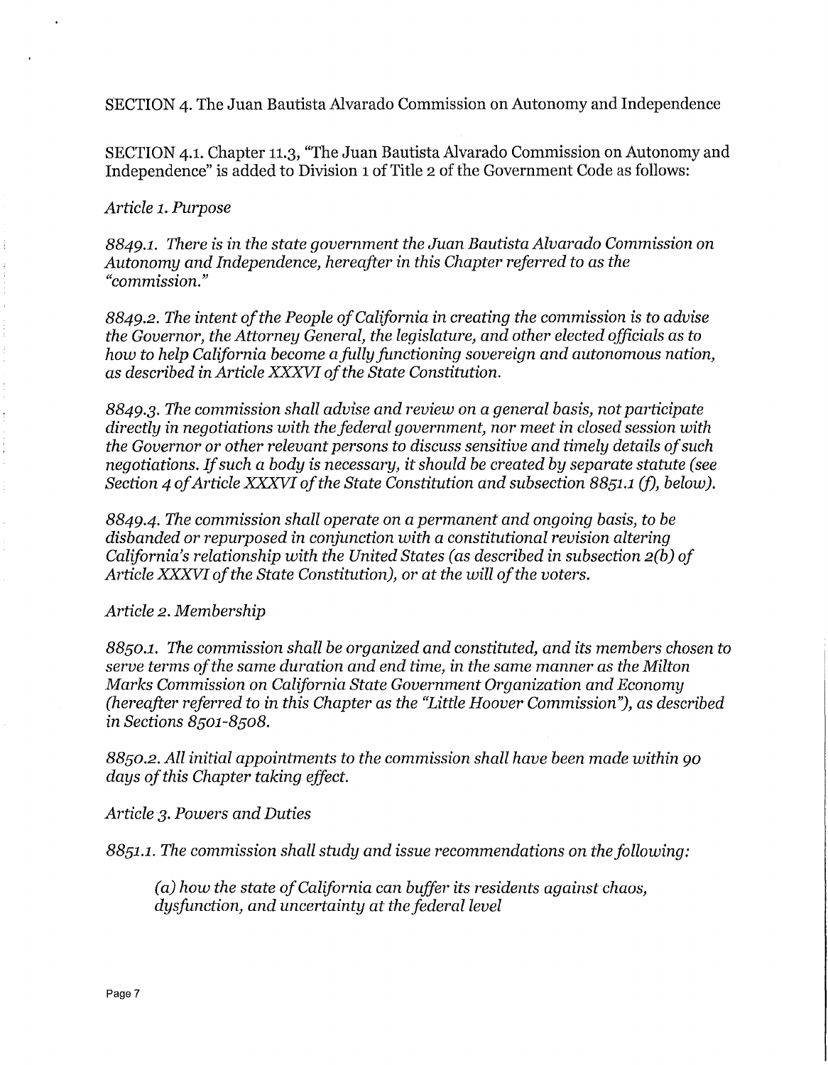SECTION 4. The Juan Bautista Alvarado Commission on Autonomy and Independence

SECTION 4.1. Chapter 11.3, "The Juan Bautista Alvarado Commission on Autonomy and Independence" is added to Division 1 of Title 2 of the Government Code as follows:

*Article 1. Purpose*

*8849.1. There is in the state government the Juan Bautista Alvarado Commission on Autonomy and Independence, hereafter in this Chapter referred to as the "commission."*

*8849.2. The intent of the People of California in creating the commission is to advise the Governor, the Attorney General, the legislature, and other elected officials as to how to help California become a fully functioning sovereign and autonomous nation, as described in Article XXXVI of the State Constitution.*

*8849.3. The commission shall advise and review on a general basis, not participate directly in negotiations with the federal government, nor meet in closed session with the Governor or other relevant persons to discuss sensitive and timely details of such negotiations. If such a body is necessary, it should be created by separate statute (see Section 4 of Article XXXVI of the State Constitution and subsection 8851.1 (f), below).*

*8849.4. The commission shall operate on a permanent and ongoing basis, to be disbanded or repurposed in conjunction with a constitutional revision altering California's relationship with the United States (as described in subsection 2(b) of Article XXXVI of the State Constitution), or at the will of the voters.*

*Article 2. Membership*

*8850.1. The commission shall be organized and constituted, and its members chosen to serve terms of the same duration and end time, in the same manner as the Milton Marks Commission on California State Government Organization and Economy (hereafter referred to in this Chapter as the "Little Hoover Commission"), as described in Sections 8501-8508.*

*8850.2. All initial appointments to the commission shall have been made within 90 days of this Chapter taking effect.*

*Article 3. Powers and Duties*

*8851.1. The commission shall study and issue recommendations on the following:*

> *(a) how the state of California can buffer its residents against chaos, dysfunction, and uncertainty at the federal level*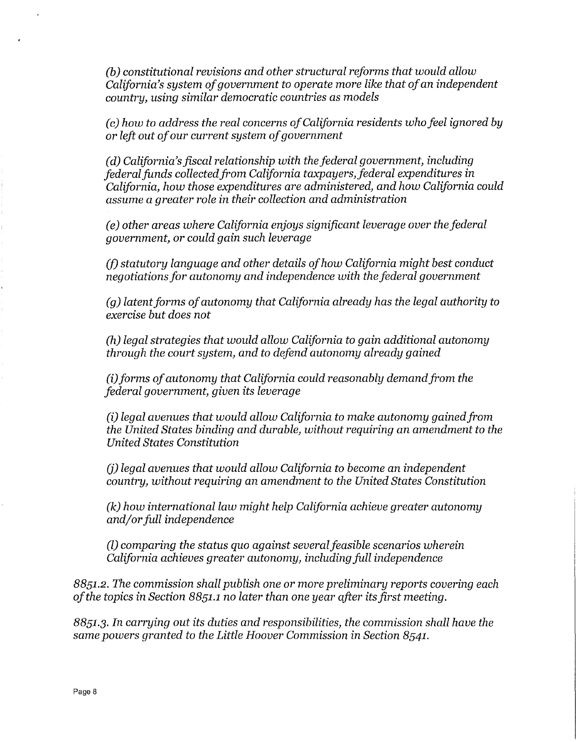*(b) constitutional revisions and other structural reforms that would allow California's system of government to operate more like that of an independent country, using similar democratic countries as models*

*(c) how to address the real concerns of California residents who feel ignored by or left out of our current system of government*

*(d) California's fiscal relationship with the federal government, including federal funds collected from California taxpayers, federal expenditures in California, how those expenditures are administered, and how California could assume a greater role in their collection and administration*

*(e) other areas where California enjoys significant leverage over the federal government, or could gain such leverage*

*(f) statutory language and other details of how California might best conduct negotiations for autonomy and independence with the federal government*

*(g) latent forms of autonomy that California already has the legal authority to exercise but does not*

*(h) legal strategies that would allow California to gain additional autonomy through the court system, and to defend autonomy already gained*

*(i) forms of autonomy that California could reasonably demand from the federal government, given its leverage*

*(i) legal avenues that would allow California to make autonomy gained from the United States binding and durable, without requiring an amendment to the United States Constitution*

*(j) legal avenues that would allow California to become an independent country, without requiring an amendment to the United States Constitution*

*(k) how international law might help California achieve greater autonomy and/or full independence*

*(l) comparing the status quo against several feasible scenarios wherein California achieves greater autonomy, including full independence*

*8851.2. The commission shall publish one or more preliminary reports covering each of the topics in Section 8851.1 no later than one year after its first meeting.*

*8851.3. In carrying out its duties and responsibilities, the commission shall have the same powers granted to the Little Hoover Commission in Section 8541.*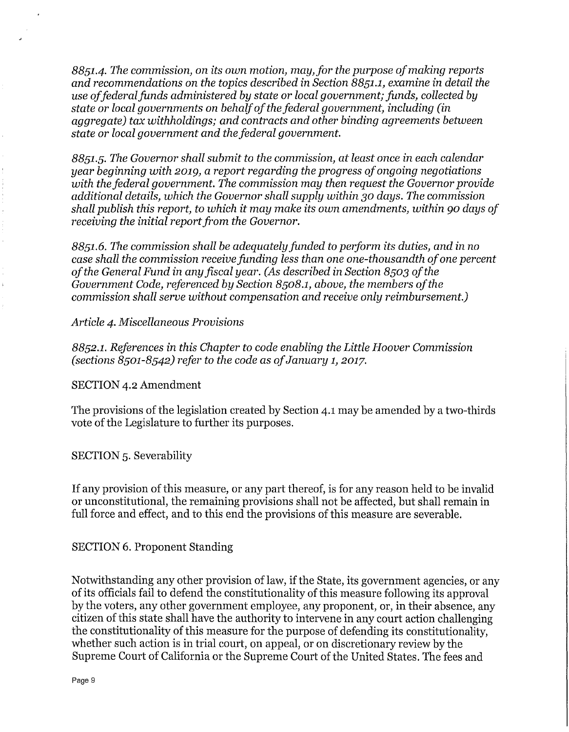*8851.4. The commission, on its own motion, may, for the purpose of making reports and recommendations on the topics described in Section 8851.1, examine in detail the use of federal funds administered by state or local government; funds, collected by state or local governments on behalf of the federal government, including (in aggregate) tax withholdings; and contracts and other binding agreements between state or local government and the federal government.*

*8851.5. The Governor shall submit to the commission, at least once in each calendar year beginning with 2019, a report regarding the progress of ongoing negotiations with the federal government. The commission may then request the Governor provide additional details, which the Governor shall supply within 30 days. The commission shall publish this report, to which it may make its own amendments, within 90 days of receiving the initial report from the Governor.*

*8851.6. The commission shall be adequately funded to perform its duties, and in no case shall the commission receive funding less than one one-thousandth of one percent of the General Fund in any fiscal year. (As described in Section 8503 of the Government Code, referenced by Section 8508.1, above, the members of the commission shall serve without compensation and receive only reimbursement.)*

*Article 4. Miscellaneous Provisions*

*8852.1. References in this Chapter to code enabling the Little Hoover Commission (sections 8501-8542) refer to the code as of January 1, 2017.*

SECTION 4.2 Amendment

The provisions of the legislation created by Section 4.1 may be amended by a two-thirds vote of the Legislature to further its purposes.

SECTION 5. Severability

If any provision of this measure, or any part thereof, is for any reason held to be invalid or unconstitutional, the remaining provisions shall not be affected, but shall remain in full force and effect, and to this end the provisions of this measure are severable.

SECTION 6. Proponent Standing

Notwithstanding any other provision of law, if the State, its government agencies, or any of its officials fail to defend the constitutionality of this measure following its approval by the voters, any other government employee, any proponent, or, in their absence, any citizen of this state shall have the authority to intervene in any court action challenging the constitutionality of this measure for the purpose of defending its constitutionality, whether such action is in trial court, on appeal, or on discretionary review by the Supreme Court of California or the Supreme Court of the United States. The fees and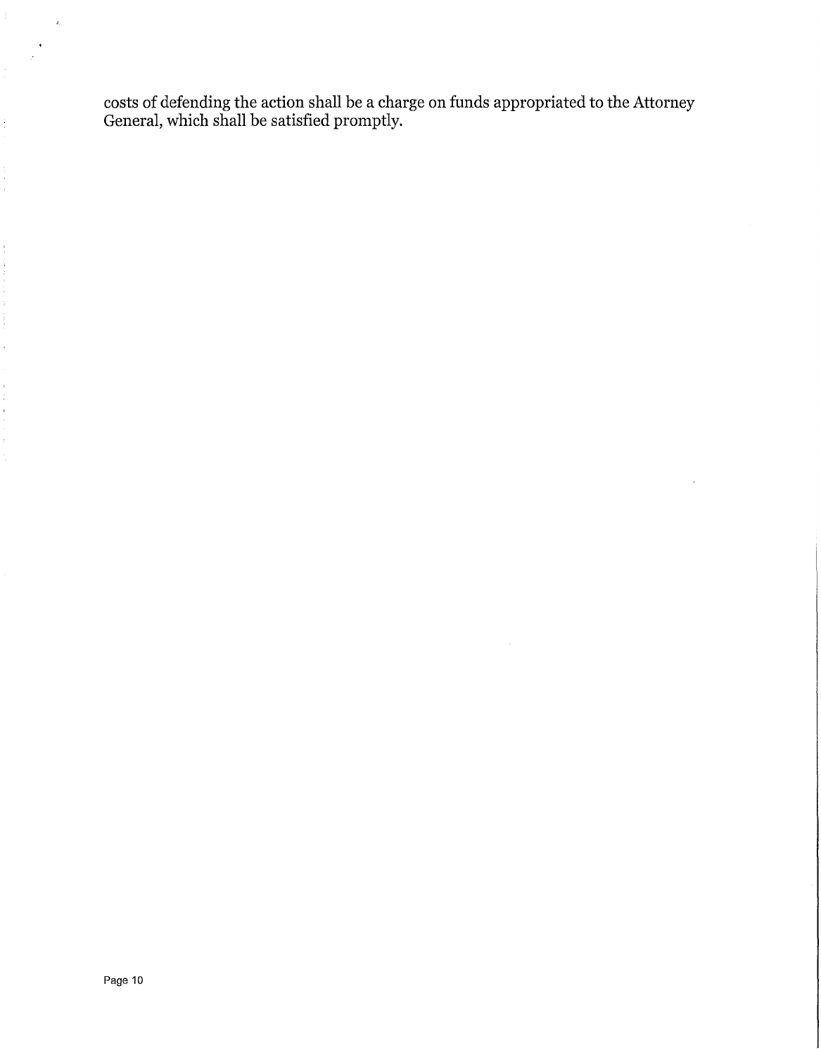costs of defending the action shall be a charge on funds appropriated to the Attorney General, which shall be satisfied promptly.